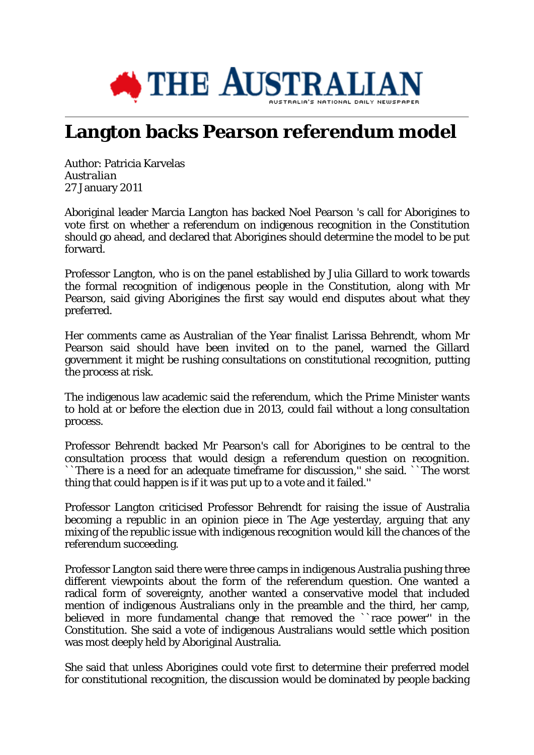# Langton backs Pearson referendum model

Author: Patricia Karvelas
*Australian*
27 January 2011

Aboriginal leader Marcia Langton has backed Noel Pearson 's call for Aborigines to vote first on whether a referendum on indigenous recognition in the Constitution should go ahead, and declared that Aborigines should determine the model to be put forward.

Professor Langton, who is on the panel established by Julia Gillard to work towards the formal recognition of indigenous people in the Constitution, along with Mr Pearson, said giving Aborigines the first say would end disputes about what they preferred.

Her comments came as Australian of the Year finalist Larissa Behrendt, whom Mr Pearson said should have been invited on to the panel, warned the Gillard government it might be rushing consultations on constitutional recognition, putting the process at risk.

The indigenous law academic said the referendum, which the Prime Minister wants to hold at or before the election due in 2013, could fail without a long consultation process.

Professor Behrendt backed Mr Pearson's call for Aborigines to be central to the consultation process that would design a referendum question on recognition. ``There is a need for an adequate timeframe for discussion,'' she said. ``The worst thing that could happen is if it was put up to a vote and it failed.''

Professor Langton criticised Professor Behrendt for raising the issue of Australia becoming a republic in an opinion piece in The Age yesterday, arguing that any mixing of the republic issue with indigenous recognition would kill the chances of the referendum succeeding.

Professor Langton said there were three camps in indigenous Australia pushing three different viewpoints about the form of the referendum question. One wanted a radical form of sovereignty, another wanted a conservative model that included mention of indigenous Australians only in the preamble and the third, her camp, believed in more fundamental change that removed the ``race power'' in the Constitution. She said a vote of indigenous Australians would settle which position was most deeply held by Aboriginal Australia.

She said that unless Aborigines could vote first to determine their preferred model for constitutional recognition, the discussion would be dominated by people backing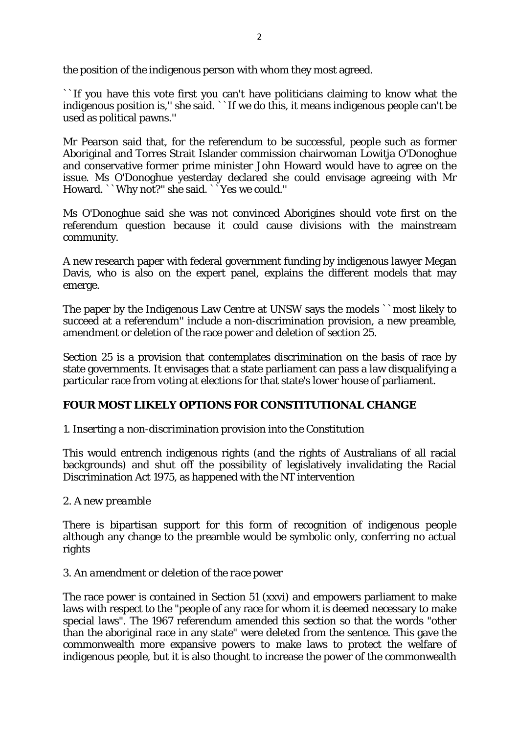the position of the indigenous person with whom they most agreed.

``If you have this vote first you can't have politicians claiming to know what the indigenous position is,'' she said. ``If we do this, it means indigenous people can't be used as political pawns.''

Mr Pearson said that, for the referendum to be successful, people such as former Aboriginal and Torres Strait Islander commission chairwoman Lowitja O'Donoghue and conservative former prime minister John Howard would have to agree on the issue. Ms O'Donoghue yesterday declared she could envisage agreeing with Mr Howard. ``Why not?'' she said. ``Yes we could.''

Ms O'Donoghue said she was not convinced Aborigines should vote first on the referendum question because it could cause divisions with the mainstream community.

A new research paper with federal government funding by indigenous lawyer Megan Davis, who is also on the expert panel, explains the different models that may emerge.

The paper by the Indigenous Law Centre at UNSW says the models ``most likely to succeed at a referendum'' include a non-discrimination provision, a new preamble, amendment or deletion of the race power and deletion of section 25.

Section 25 is a provision that contemplates discrimination on the basis of race by state governments. It envisages that a state parliament can pass a law disqualifying a particular race from voting at elections for that state's lower house of parliament.

**FOUR MOST LIKELY OPTIONS FOR CONSTITUTIONAL CHANGE**

*1. Inserting a non-discrimination provision into the Constitution*

This would entrench indigenous rights (and the rights of Australians of all racial backgrounds) and shut off the possibility of legislatively invalidating the Racial Discrimination Act 1975, as happened with the NT intervention

*2. A new preamble*

There is bipartisan support for this form of recognition of indigenous people although any change to the preamble would be symbolic only, conferring no actual rights

*3. An amendment or deletion of the race power*

The race power is contained in Section 51 (xxvi) and empowers parliament to make laws with respect to the "people of any race for whom it is deemed necessary to make special laws". The 1967 referendum amended this section so that the words "other than the aboriginal race in any state" were deleted from the sentence. This gave the commonwealth more expansive powers to make laws to protect the welfare of indigenous people, but it is also thought to increase the power of the commonwealth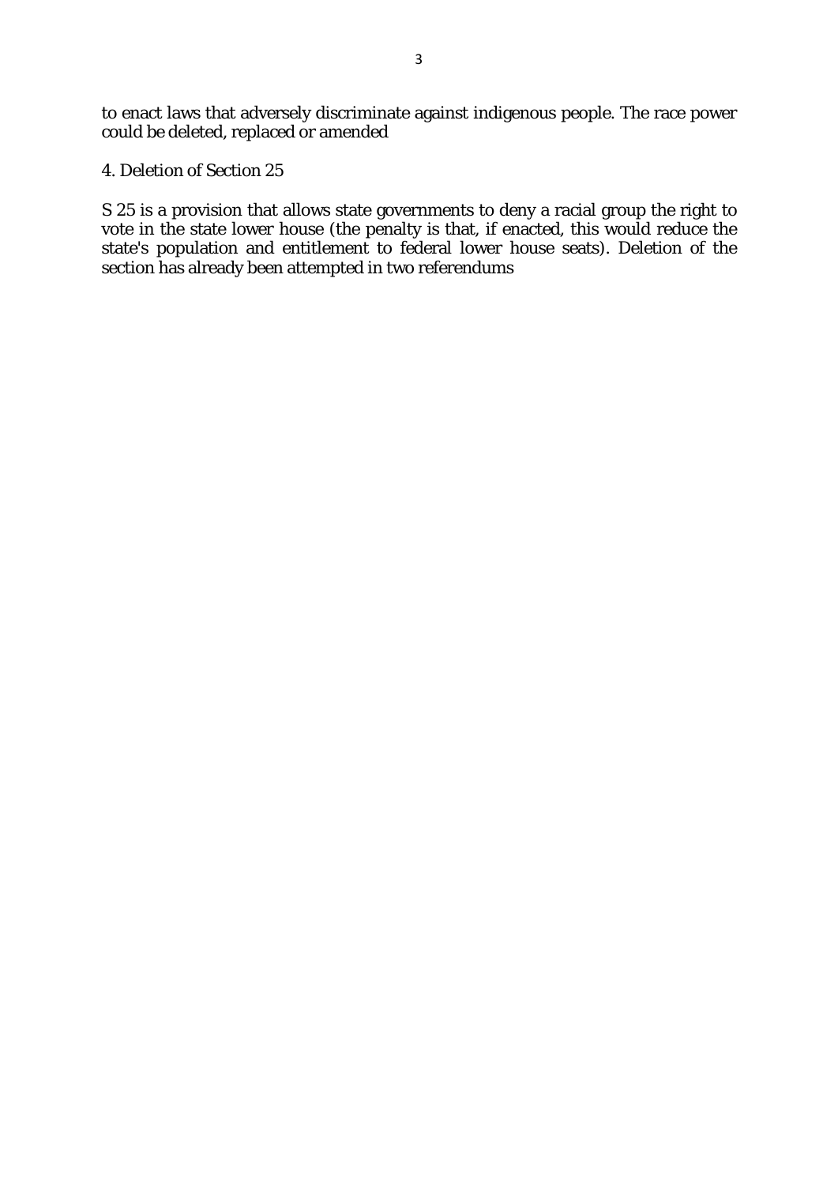to enact laws that adversely discriminate against indigenous people. The race power could be deleted, replaced or amended

4. Deletion of Section 25

S 25 is a provision that allows state governments to deny a racial group the right to vote in the state lower house (the penalty is that, if enacted, this would reduce the state's population and entitlement to federal lower house seats). Deletion of the section has already been attempted in two referendums